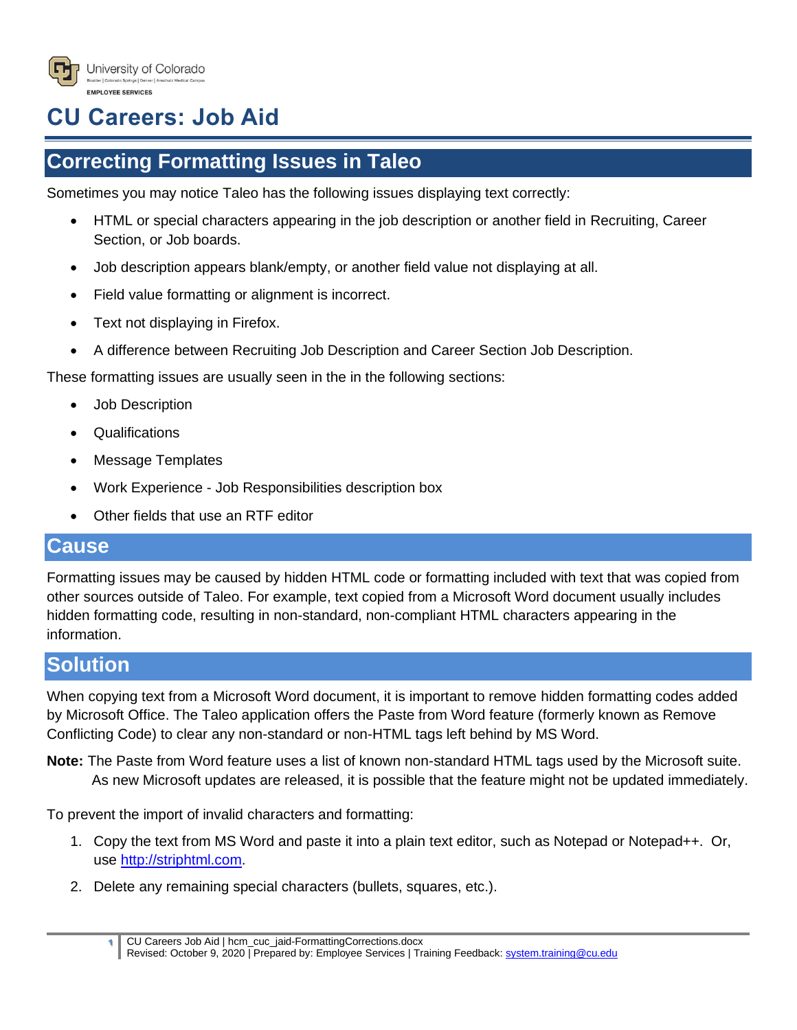University of Colorado
EMPLOYEE SERVICES

# CU Careers: Job Aid

## Correcting Formatting Issues in Taleo

Sometimes you may notice Taleo has the following issues displaying text correctly:

- HTML or special characters appearing in the job description or another field in Recruiting, Career Section, or Job boards.
- Job description appears blank/empty, or another field value not displaying at all.
- Field value formatting or alignment is incorrect.
- Text not displaying in Firefox.
- A difference between Recruiting Job Description and Career Section Job Description.

These formatting issues are usually seen in the in the following sections:

- Job Description
- Qualifications
- Message Templates
- Work Experience - Job Responsibilities description box
- Other fields that use an RTF editor

### Cause

Formatting issues may be caused by hidden HTML code or formatting included with text that was copied from other sources outside of Taleo. For example, text copied from a Microsoft Word document usually includes hidden formatting code, resulting in non-standard, non-compliant HTML characters appearing in the information.

### Solution

When copying text from a Microsoft Word document, it is important to remove hidden formatting codes added by Microsoft Office. The Taleo application offers the Paste from Word feature (formerly known as Remove Conflicting Code) to clear any non-standard or non-HTML tags left behind by MS Word.

**Note:** The Paste from Word feature uses a list of known non-standard HTML tags used by the Microsoft suite. As new Microsoft updates are released, it is possible that the feature might not be updated immediately.

To prevent the import of invalid characters and formatting:

1. Copy the text from MS Word and paste it into a plain text editor, such as Notepad or Notepad++. Or, use [http://striphtml.com](http://striphtml.com).
2. Delete any remaining special characters (bullets, squares, etc.).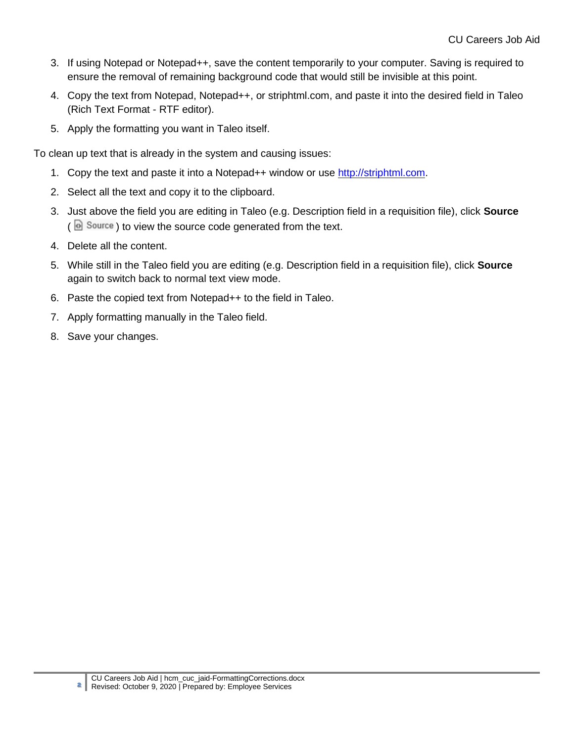3. If using Notepad or Notepad++, save the content temporarily to your computer. Saving is required to ensure the removal of remaining background code that would still be invisible at this point.
4. Copy the text from Notepad, Notepad++, or striphtml.com, and paste it into the desired field in Taleo (Rich Text Format - RTF editor).
5. Apply the formatting you want in Taleo itself.

To clean up text that is already in the system and causing issues:

1. Copy the text and paste it into a Notepad++ window or use [http://striphtml.com](http://striphtml.com).
2. Select all the text and copy it to the clipboard.
3. Just above the field you are editing in Taleo (e.g. Description field in a requisition file), click **Source** ( Source ) to view the source code generated from the text.
4. Delete all the content.
5. While still in the Taleo field you are editing (e.g. Description field in a requisition file), click **Source** again to switch back to normal text view mode.
6. Paste the copied text from Notepad++ to the field in Taleo.
7. Apply formatting manually in the Taleo field.
8. Save your changes.